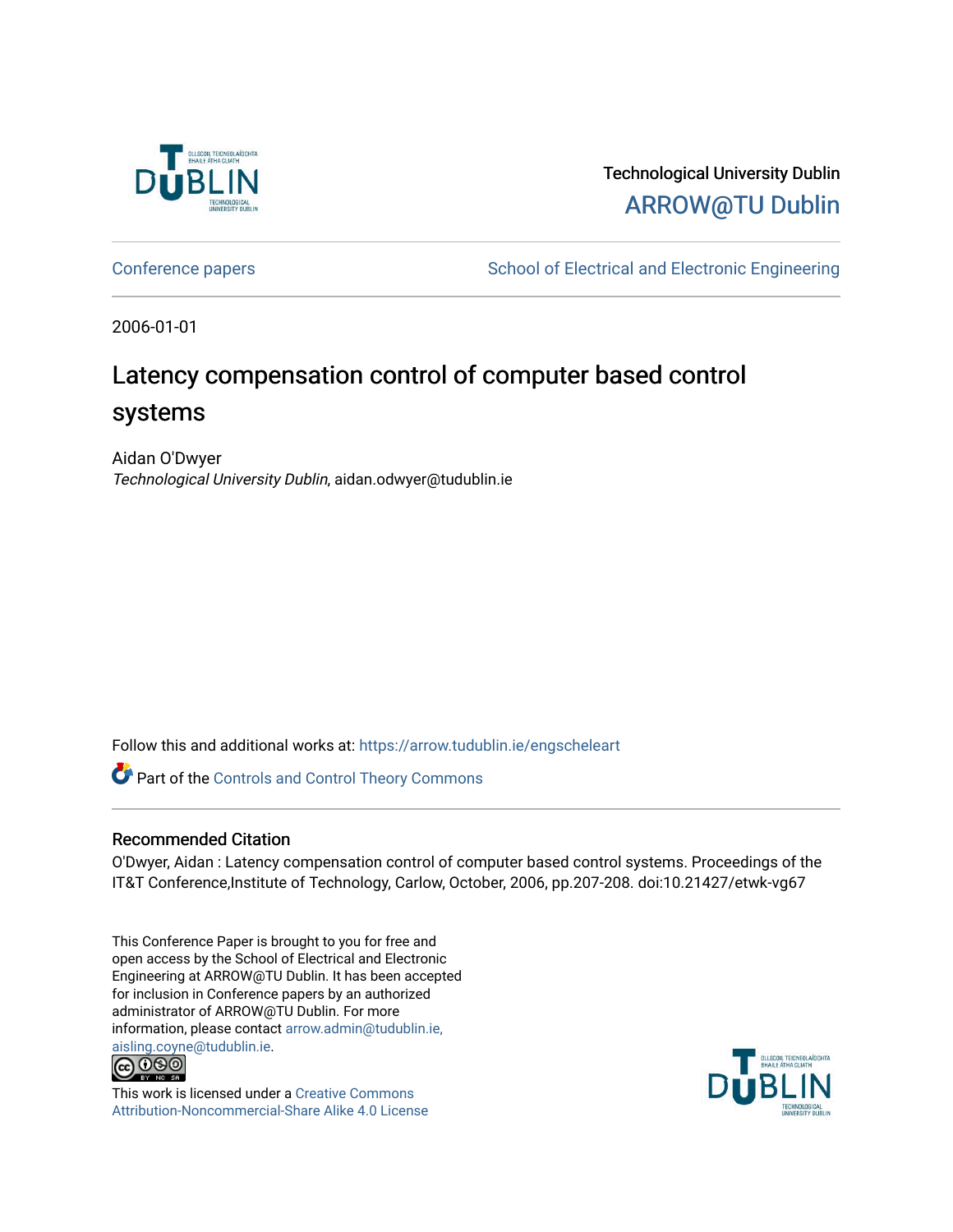Technological University Dublin

ARROW@TU Dublin

Conference papers | School of Electrical and Electronic Engineering

2006-01-01

# Latency compensation control of computer based control systems

Aidan O'Dwyer

*Technological University Dublin*, aidan.odwyer@tudublin.ie

Follow this and additional works at: https://arrow.tudublin.ie/engscheleart

Part of the Controls and Control Theory Commons

## Recommended Citation

O'Dwyer, Aidan : Latency compensation control of computer based control systems. Proceedings of the IT&T Conference,Institute of Technology, Carlow, October, 2006, pp.207-208. doi:10.21427/etwk-vg67

This Conference Paper is brought to you for free and open access by the School of Electrical and Electronic Engineering at ARROW@TU Dublin. It has been accepted for inclusion in Conference papers by an authorized administrator of ARROW@TU Dublin. For more information, please contact arrow.admin@tudublin.ie, aisling.coyne@tudublin.ie.

This work is licensed under a Creative Commons Attribution-Noncommercial-Share Alike 4.0 License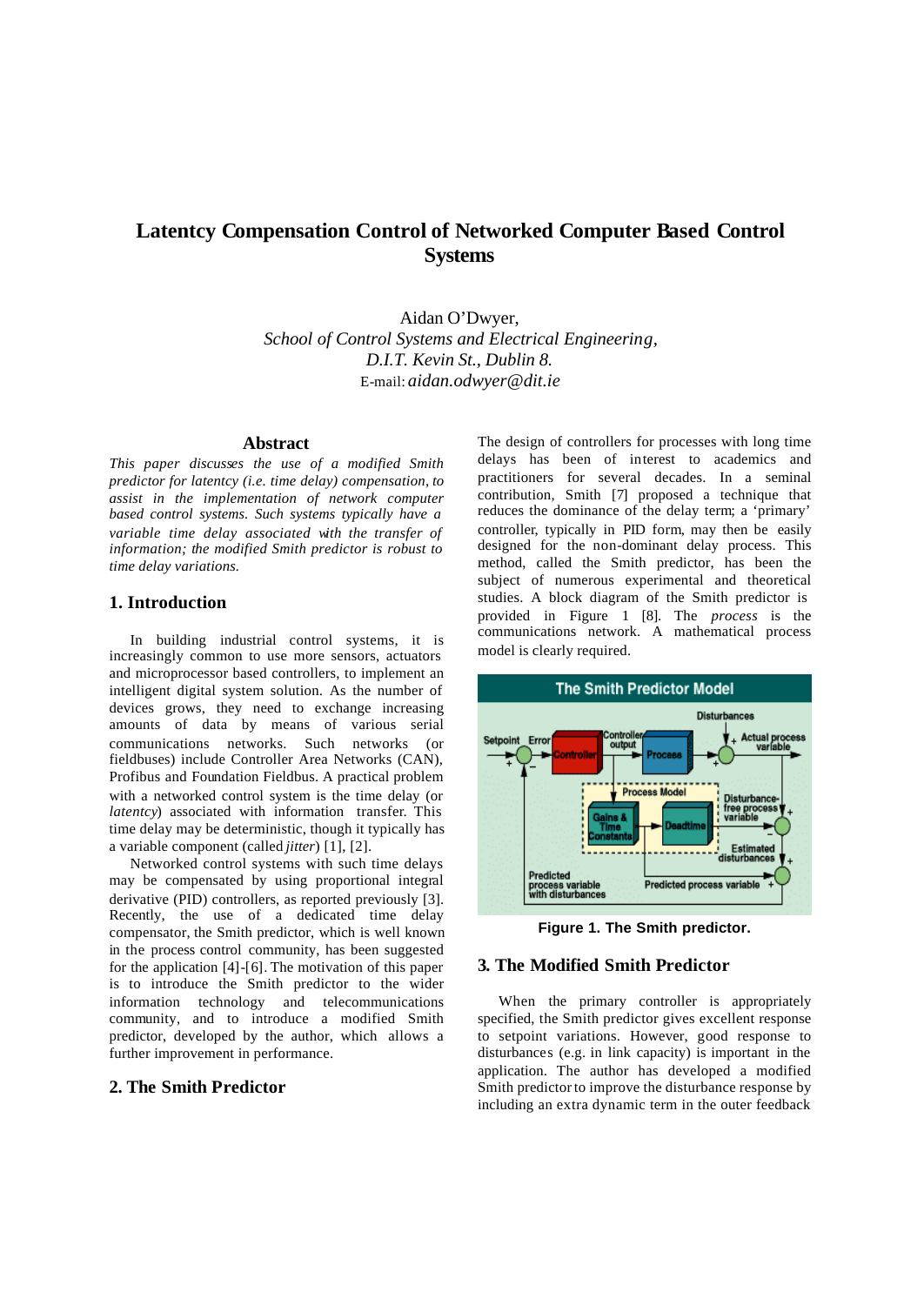# Latentcy Compensation Control of Networked Computer Based Control Systems

Aidan O'Dwyer,
*School of Control Systems and Electrical Engineering,*
*D.I.T. Kevin St., Dublin 8.*
E-mail: *aidan.odwyer@dit.ie*

## Abstract

*This paper discusses the use of a modified Smith predictor for latentcy (i.e. time delay) compensation, to assist in the implementation of network computer based control systems. Such systems typically have a variable time delay associated with the transfer of information; the modified Smith predictor is robust to time delay variations.*

## 1. Introduction

In building industrial control systems, it is increasingly common to use more sensors, actuators and microprocessor based controllers, to implement an intelligent digital system solution. As the number of devices grows, they need to exchange increasing amounts of data by means of various serial communications networks. Such networks (or fieldbuses) include Controller Area Networks (CAN), Profibus and Foundation Fieldbus. A practical problem with a networked control system is the time delay (or *latentcy*) associated with information transfer. This time delay may be deterministic, though it typically has a variable component (called *jitter*) [1], [2].

Networked control systems with such time delays may be compensated by using proportional integral derivative (PID) controllers, as reported previously [3]. Recently, the use of a dedicated time delay compensator, the Smith predictor, which is well known in the process control community, has been suggested for the application [4]-[6]. The motivation of this paper is to introduce the Smith predictor to the wider information technology and telecommunications community, and to introduce a modified Smith predictor, developed by the author, which allows a further improvement in performance.

## 2. The Smith Predictor

The design of controllers for processes with long time delays has been of interest to academics and practitioners for several decades. In a seminal contribution, Smith [7] proposed a technique that reduces the dominance of the delay term; a 'primary' controller, typically in PID form, may then be easily designed for the non-dominant delay process. This method, called the Smith predictor, has been the subject of numerous experimental and theoretical studies. A block diagram of the Smith predictor is provided in Figure 1 [8]. The *process* is the communications network. A mathematical process model is clearly required.

**Figure 1. The Smith predictor.**

## 3. The Modified Smith Predictor

When the primary controller is appropriately specified, the Smith predictor gives excellent response to setpoint variations. However, good response to disturbances (e.g. in link capacity) is important in the application. The author has developed a modified Smith predictor to improve the disturbance response by including an extra dynamic term in the outer feedback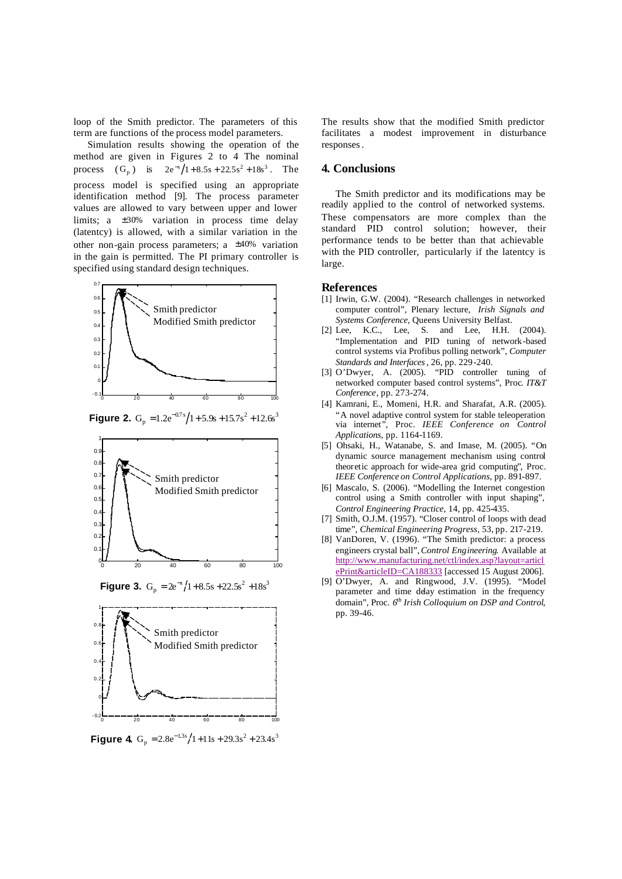loop of the Smith predictor. The parameters of this term are functions of the process model parameters.

Simulation results showing the operation of the method are given in Figures 2 to 4 The nominal process $(G_p)$ is $2e^{-s}/1+8.5s+22.5s^2+18s^3$. The process model is specified using an appropriate identification method [9]. The process parameter values are allowed to vary between upper and lower limits; a ±30% variation in process time delay (latentcy) is allowed, with a similar variation in the other non-gain process parameters; a ±40% variation in the gain is permitted. The PI primary controller is specified using standard design techniques.

Smith predictor
Modified Smith predictor

**Figure 2.** $G_p = 1.2e^{-0.7s}/1+5.9s+15.7s^2+12.6s^3$

Smith predictor
Modified Smith predictor

**Figure 3.** $G_p = 2e^{-s}/1+8.5s+22.5s^2+18s^3$

Smith predictor
Modified Smith predictor

**Figure 4.** $G_p = 2.8e^{-1.3s}/1+11s+29.3s^2+23.4s^3$

The results show that the modified Smith predictor facilitates a modest improvement in disturbance responses.

## 4. Conclusions

The Smith predictor and its modifications may be readily applied to the control of networked systems. These compensators are more complex than the standard PID control solution; however, their performance tends to be better than that achievable with the PID controller, particularly if the latentcy is large.

## References

[1] Irwin, G.W. (2004). "Research challenges in networked computer control", Plenary lecture, *Irish Signals and Systems Conference*, Queens University Belfast.

[2] Lee, K.C., Lee, S. and Lee, H.H. (2004). "Implementation and PID tuning of network-based control systems via Profibus polling network", *Computer Standards and Interfaces*, 26, pp. 229-240.

[3] O'Dwyer, A. (2005). "PID controller tuning of networked computer based control systems", Proc. *IT&T Conference*, pp. 273-274.

[4] Kamrani, E., Momeni, H.R. and Sharafat, A.R. (2005). "A novel adaptive control system for stable teleoperation via internet", Proc. *IEEE Conference on Control Applications*, pp. 1164-1169.

[5] Ohsaki, H., Watanabe, S. and Imase, M. (2005). "On dynamic source management mechanism using control theoretic approach for wide-area grid computing", Proc. *IEEE Conference on Control Applications*, pp. 891-897.

[6] Mascalo, S. (2006). "Modelling the Internet congestion control using a Smith controller with input shaping", *Control Engineering Practice*, 14, pp. 425-435.

[7] Smith, O.J.M. (1957). "Closer control of loops with dead time", *Chemical Engineering Progress*, 53, pp. 217-219.

[8] VanDoren, V. (1996). "The Smith predictor: a process engineers crystal ball", *Control Engineering*. Available at http://www.manufacturing.net/ctl/index.asp?layout=articlePrint&articleID=CA188333 [accessed 15 August 2006].

[9] O'Dwyer, A. and Ringwood, J.V. (1995). "Model parameter and time delay estimation in the frequency domain", Proc. *6th Irish Colloquium on DSP and Control*, pp. 39-46.